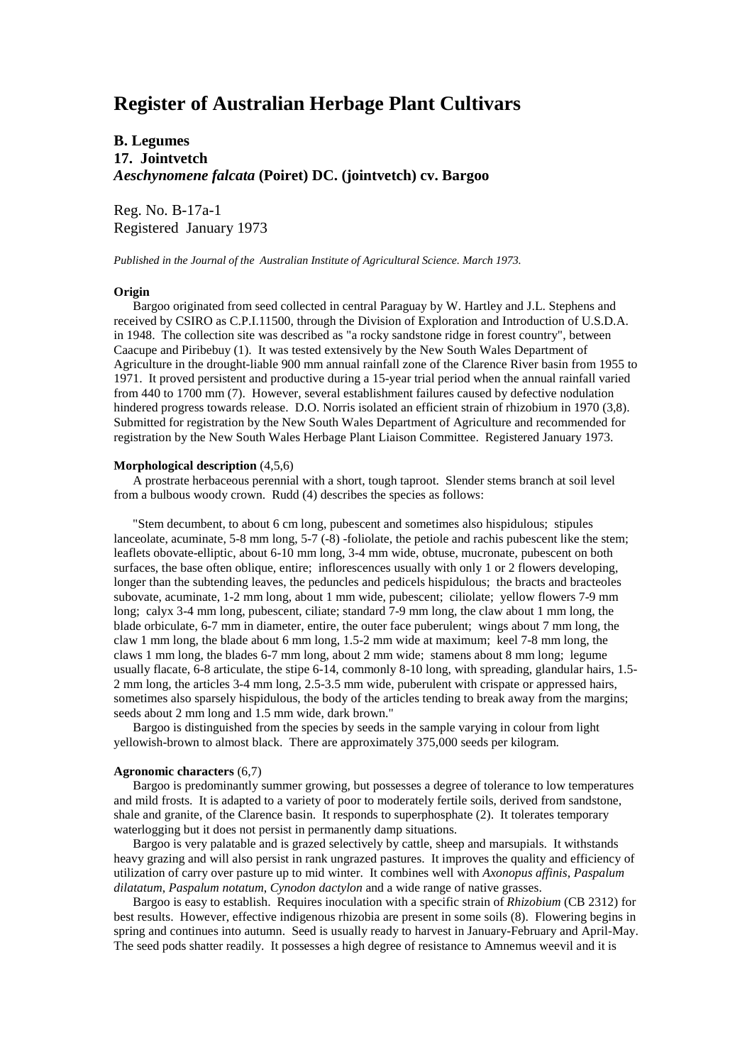# Register of Australian Herbage Plant Cultivars

**B. Legumes**
**17. Jointvetch**
***Aeschynomene falcata* (Poiret) DC. (jointvetch) cv. Bargoo**

Reg. No. B-17a-1
Registered January 1973

*Published in the Journal of the Australian Institute of Agricultural Science. March 1973.*

**Origin**

Bargoo originated from seed collected in central Paraguay by W. Hartley and J.L. Stephens and received by CSIRO as C.P.I.11500, through the Division of Exploration and Introduction of U.S.D.A. in 1948. The collection site was described as "a rocky sandstone ridge in forest country", between Caacupe and Piribebuy (1). It was tested extensively by the New South Wales Department of Agriculture in the drought-liable 900 mm annual rainfall zone of the Clarence River basin from 1955 to 1971. It proved persistent and productive during a 15-year trial period when the annual rainfall varied from 440 to 1700 mm (7). However, several establishment failures caused by defective nodulation hindered progress towards release. D.O. Norris isolated an efficient strain of rhizobium in 1970 (3,8). Submitted for registration by the New South Wales Department of Agriculture and recommended for registration by the New South Wales Herbage Plant Liaison Committee. Registered January 1973.

**Morphological description** (4,5,6)

A prostrate herbaceous perennial with a short, tough taproot. Slender stems branch at soil level from a bulbous woody crown. Rudd (4) describes the species as follows:

"Stem decumbent, to about 6 cm long, pubescent and sometimes also hispidulous; stipules lanceolate, acuminate, 5-8 mm long, 5-7 (-8) -foliolate, the petiole and rachis pubescent like the stem; leaflets obovate-elliptic, about 6-10 mm long, 3-4 mm wide, obtuse, mucronate, pubescent on both surfaces, the base often oblique, entire; inflorescences usually with only 1 or 2 flowers developing, longer than the subtending leaves, the peduncles and pedicels hispidulous; the bracts and bracteoles subovate, acuminate, 1-2 mm long, about 1 mm wide, pubescent; ciliolate; yellow flowers 7-9 mm long; calyx 3-4 mm long, pubescent, ciliate; standard 7-9 mm long, the claw about 1 mm long, the blade orbiculate, 6-7 mm in diameter, entire, the outer face puberulent; wings about 7 mm long, the claw 1 mm long, the blade about 6 mm long, 1.5-2 mm wide at maximum; keel 7-8 mm long, the claws 1 mm long, the blades 6-7 mm long, about 2 mm wide; stamens about 8 mm long; legume usually flacate, 6-8 articulate, the stipe 6-14, commonly 8-10 long, with spreading, glandular hairs, 1.5-2 mm long, the articles 3-4 mm long, 2.5-3.5 mm wide, puberulent with crispate or appressed hairs, sometimes also sparsely hispidulous, the body of the articles tending to break away from the margins; seeds about 2 mm long and 1.5 mm wide, dark brown."

Bargoo is distinguished from the species by seeds in the sample varying in colour from light yellowish-brown to almost black. There are approximately 375,000 seeds per kilogram.

**Agronomic characters** (6,7)

Bargoo is predominantly summer growing, but possesses a degree of tolerance to low temperatures and mild frosts. It is adapted to a variety of poor to moderately fertile soils, derived from sandstone, shale and granite, of the Clarence basin. It responds to superphosphate (2). It tolerates temporary waterlogging but it does not persist in permanently damp situations.

Bargoo is very palatable and is grazed selectively by cattle, sheep and marsupials. It withstands heavy grazing and will also persist in rank ungrazed pastures. It improves the quality and efficiency of utilization of carry over pasture up to mid winter. It combines well with *Axonopus affinis*, *Paspalum dilatatum*, *Paspalum notatum*, *Cynodon dactylon* and a wide range of native grasses.

Bargoo is easy to establish. Requires inoculation with a specific strain of *Rhizobium* (CB 2312) for best results. However, effective indigenous rhizobia are present in some soils (8). Flowering begins in spring and continues into autumn. Seed is usually ready to harvest in January-February and April-May. The seed pods shatter readily. It possesses a high degree of resistance to Amnemus weevil and it is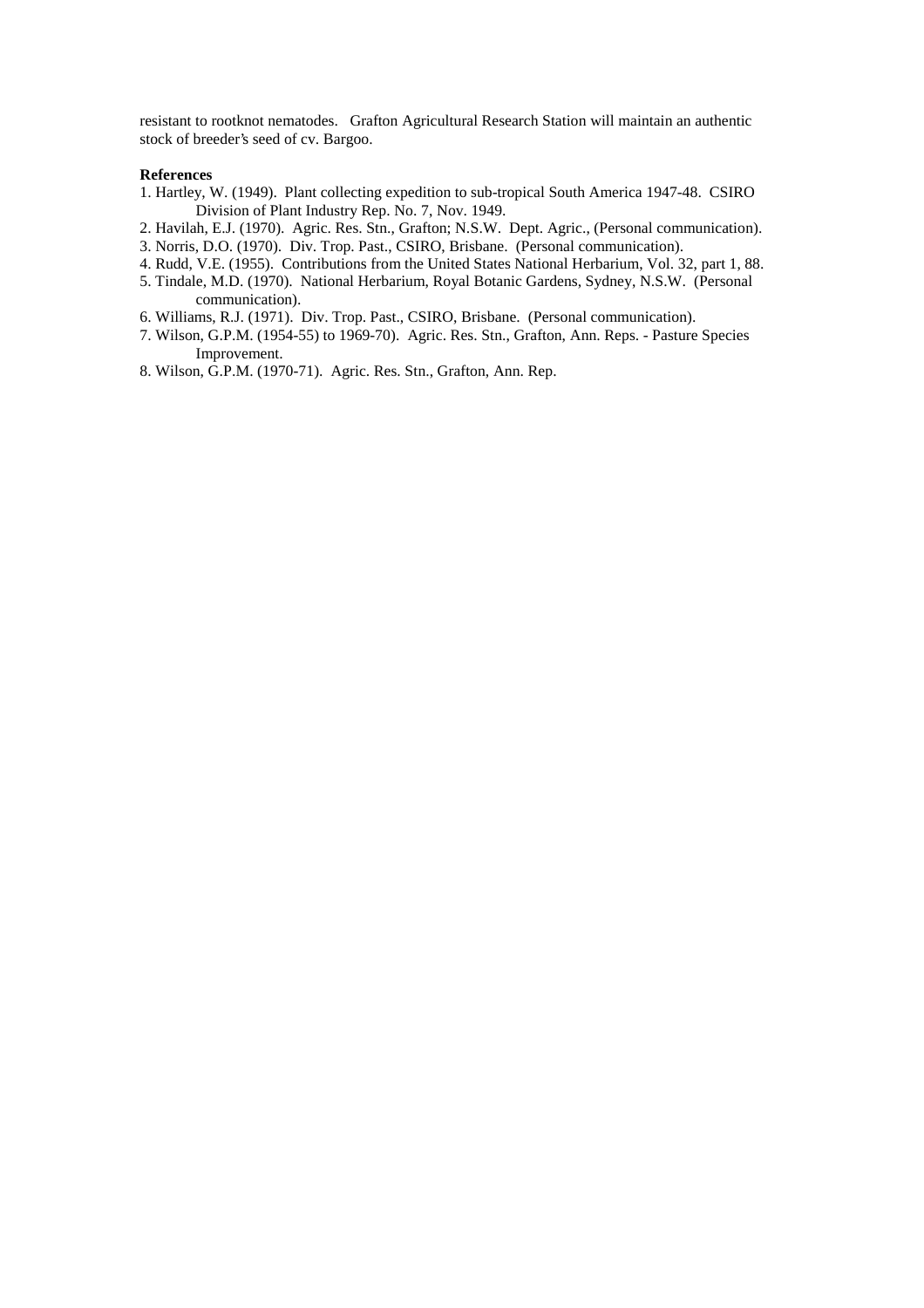resistant to rootknot nematodes. Grafton Agricultural Research Station will maintain an authentic stock of breeder's seed of cv. Bargoo.

**References**

1. Hartley, W. (1949). Plant collecting expedition to sub-tropical South America 1947-48. CSIRO Division of Plant Industry Rep. No. 7, Nov. 1949.
2. Havilah, E.J. (1970). Agric. Res. Stn., Grafton; N.S.W. Dept. Agric., (Personal communication).
3. Norris, D.O. (1970). Div. Trop. Past., CSIRO, Brisbane. (Personal communication).
4. Rudd, V.E. (1955). Contributions from the United States National Herbarium, Vol. 32, part 1, 88.
5. Tindale, M.D. (1970). National Herbarium, Royal Botanic Gardens, Sydney, N.S.W. (Personal communication).
6. Williams, R.J. (1971). Div. Trop. Past., CSIRO, Brisbane. (Personal communication).
7. Wilson, G.P.M. (1954-55) to 1969-70). Agric. Res. Stn., Grafton, Ann. Reps. - Pasture Species Improvement.
8. Wilson, G.P.M. (1970-71). Agric. Res. Stn., Grafton, Ann. Rep.